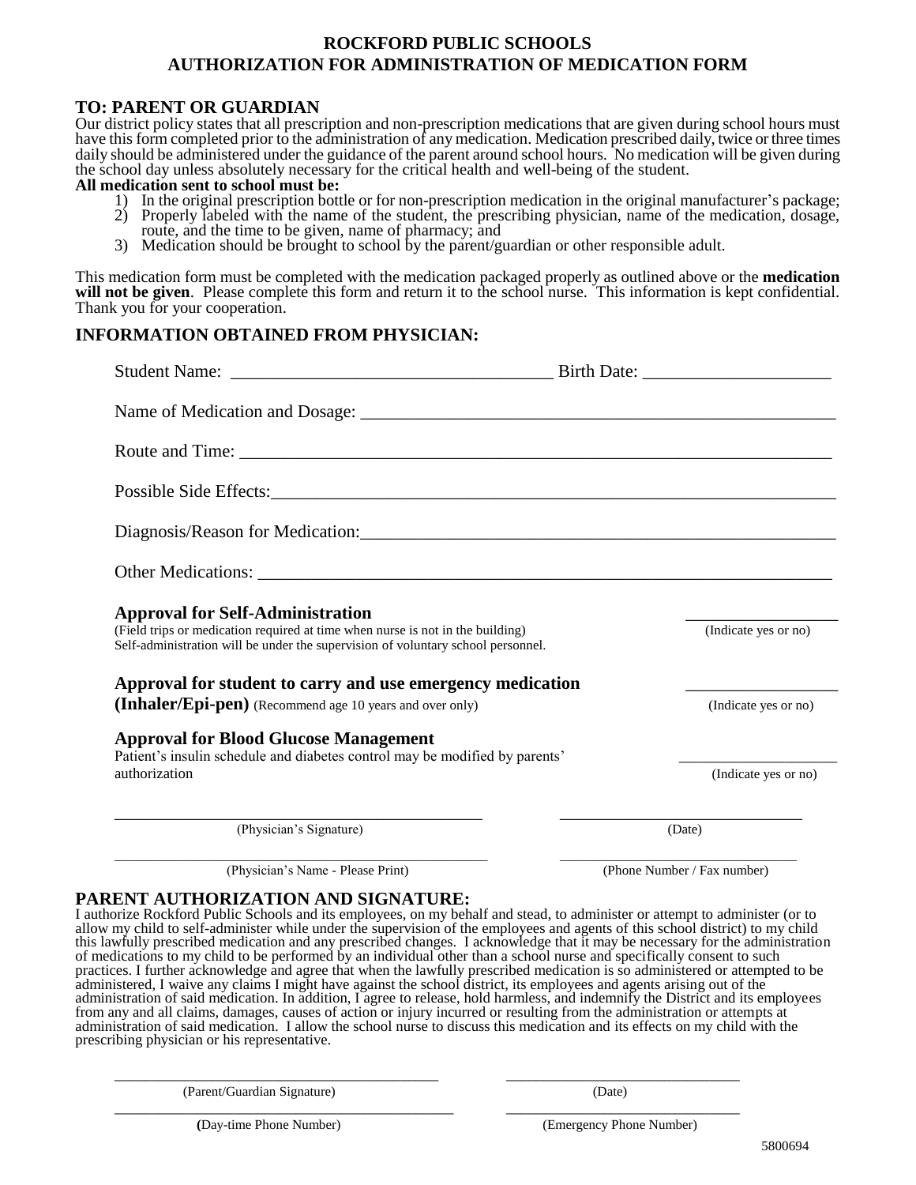# ROCKFORD PUBLIC SCHOOLS
# AUTHORIZATION FOR ADMINISTRATION OF MEDICATION FORM

## TO: PARENT OR GUARDIAN

Our district policy states that all prescription and non-prescription medications that are given during school hours must have this form completed prior to the administration of any medication. Medication prescribed daily, twice or three times daily should be administered under the guidance of the parent around school hours. No medication will be given during the school day unless absolutely necessary for the critical health and well-being of the student.

**All medication sent to school must be:**

1) In the original prescription bottle or for non-prescription medication in the original manufacturer's package;
2) Properly labeled with the name of the student, the prescribing physician, name of the medication, dosage, route, and the time to be given, name of pharmacy; and
3) Medication should be brought to school by the parent/guardian or other responsible adult.

This medication form must be completed with the medication packaged properly as outlined above or the **medication will not be given**. Please complete this form and return it to the school nurse. This information is kept confidential. Thank you for your cooperation.

## INFORMATION OBTAINED FROM PHYSICIAN:

Student Name: ____________________________________ Birth Date: _____________________

Name of Medication and Dosage: ________________________________________________________

Route and Time: ____________________________________________________________________

Possible Side Effects: _______________________________________________________________

Diagnosis/Reason for Medication: _____________________________________________________

Other Medications: _________________________________________________________________

**Approval for Self-Administration** __________________ (Indicate yes or no)
(Field trips or medication required at time when nurse is not in the building)
Self-administration will be under the supervision of voluntary school personnel.

**Approval for student to carry and use emergency medication (Inhaler/Epi-pen)** (Recommend age 10 years and over only) __________________ (Indicate yes or no)

**Approval for Blood Glucose Management**
Patient's insulin schedule and diabetes control may be modified by parents' authorization __________________ (Indicate yes or no)

_____________________________________________ (Physician's Signature)    ______________________________ (Date)

_____________________________________________ (Physician's Name - Please Print)    ______________________________ (Phone Number / Fax number)

## PARENT AUTHORIZATION AND SIGNATURE:

I authorize Rockford Public Schools and its employees, on my behalf and stead, to administer or attempt to administer (or to allow my child to self-administer while under the supervision of the employees and agents of this school district) to my child this lawfully prescribed medication and any prescribed changes. I acknowledge that it may be necessary for the administration of medications to my child to be performed by an individual other than a school nurse and specifically consent to such practices. I further acknowledge and agree that when the lawfully prescribed medication is so administered or attempted to be administered, I waive any claims I might have against the school district, its employees and agents arising out of the administration of said medication. In addition, I agree to release, hold harmless, and indemnify the District and its employees from any and all claims, damages, causes of action or injury incurred or resulting from the administration or attempts at administration of said medication. I allow the school nurse to discuss this medication and its effects on my child with the prescribing physician or his representative.

_____________________________________________ (Parent/Guardian Signature)    ______________________________ (Date)

_____________________________________________ (Day-time Phone Number)    ______________________________ (Emergency Phone Number)

5800694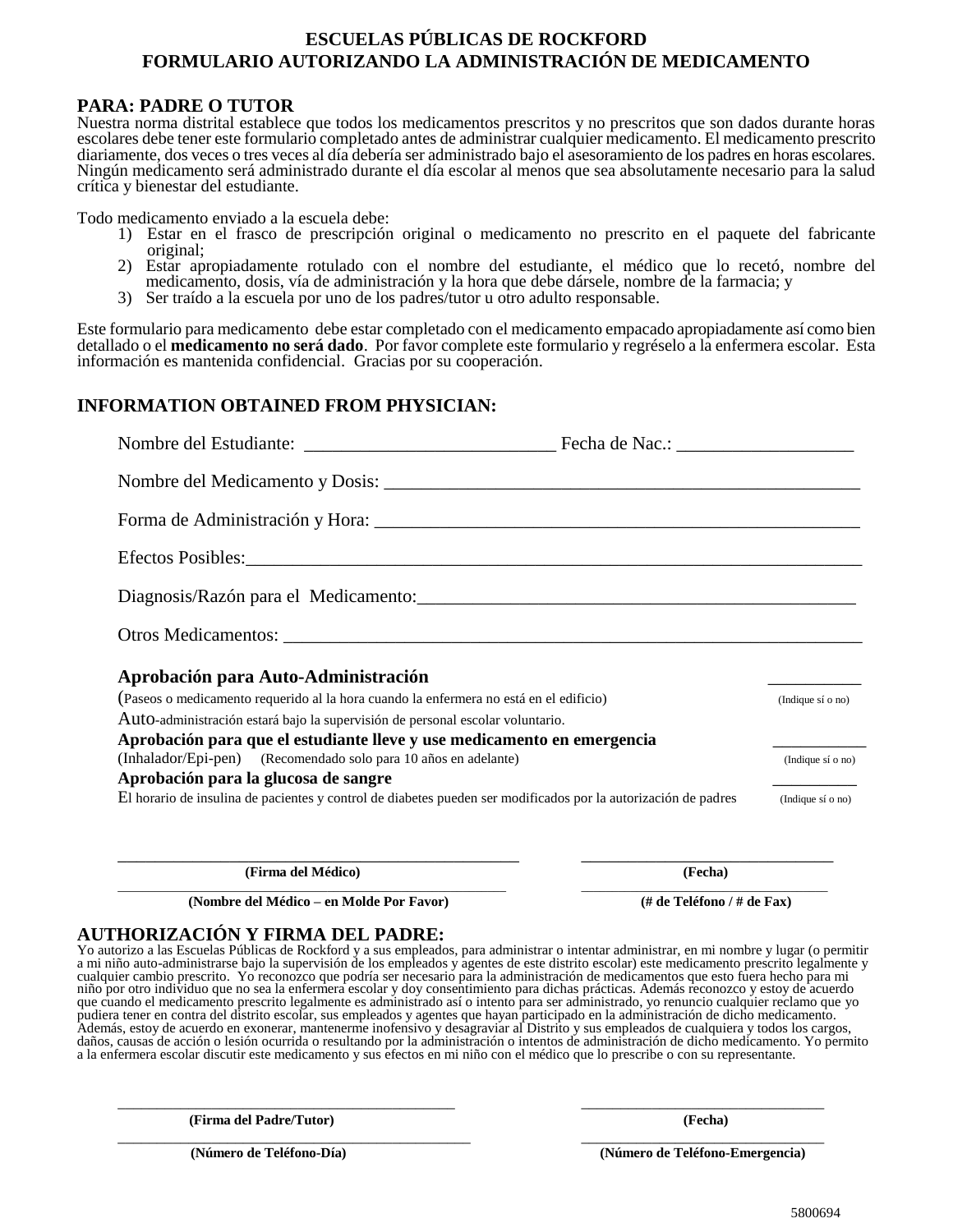# ESCUELAS PÚBLICAS DE ROCKFORD
# FORMULARIO AUTORIZANDO LA ADMINISTRACIÓN DE MEDICAMENTO

## PARA: PADRE O TUTOR

Nuestra norma distrital establece que todos los medicamentos prescritos y no prescritos que son dados durante horas escolares debe tener este formulario completado antes de administrar cualquier medicamento. El medicamento prescrito diariamente, dos veces o tres veces al día debería ser administrado bajo el asesoramiento de los padres en horas escolares. Ningún medicamento será administrado durante el día escolar al menos que sea absolutamente necesario para la salud crítica y bienestar del estudiante.

Todo medicamento enviado a la escuela debe:

1) Estar en el frasco de prescripción original o medicamento no prescrito en el paquete del fabricante original;
2) Estar apropiadamente rotulado con el nombre del estudiante, el médico que lo recetó, nombre del medicamento, dosis, vía de administración y la hora que debe dársele, nombre de la farmacia; y
3) Ser traído a la escuela por uno de los padres/tutor u otro adulto responsable.

Este formulario para medicamento debe estar completado con el medicamento empacado apropiadamente así como bien detallado o el **medicamento no será dado**. Por favor complete este formulario y regréselo a la enfermera escolar. Esta información es mantenida confidencial. Gracias por su cooperación.

## INFORMATION OBTAINED FROM PHYSICIAN:

Nombre del Estudiante: ___________________________ Fecha de Nac.: ___________________

Nombre del Medicamento y Dosis: _____________________________________________________

Forma de Administración y Hora: _____________________________________________________

Efectos Posibles:_________________________________________________________________

Diagnosis/Razón para el Medicamento:________________________________________________

Otros Medicamentos: ______________________________________________________________

**Aprobación para Auto-Administración** ___________
(Paseos o medicamento requerido al la hora cuando la enfermera no está en el edificio) (Indique sí o no)
Auto-administración estará bajo la supervisión de personal escolar voluntario.

**Aprobación para que el estudiante lleve y use medicamento en emergencia** ___________
(Inhalador/Epi-pen) (Recomendado solo para 10 años en adelante) (Indique sí o no)

**Aprobación para la glucosa de sangre** __________
El horario de insulina de pacientes y control de diabetes pueden ser modificados por la autorización de padres (Indique sí o no)

_____________________________________________ ____________________________
**(Firma del Médico)** **(Fecha)**

_____________________________________________ ____________________________
**(Nombre del Médico – en Molde Por Favor)** **(# de Teléfono / # de Fax)**

## AUTHORIZACIÓN Y FIRMA DEL PADRE:

Yo autorizo a las Escuelas Públicas de Rockford y a sus empleados, para administrar o intentar administrar, en mi nombre y lugar (o permitir a mi niño auto-administrarse bajo la supervisión de los empleados y agentes de este distrito escolar) este medicamento prescrito legalmente y cualquier cambio prescrito. Yo reconozco que podría ser necesario para la administración de medicamentos que esto fuera hecho para mi niño por otro individuo que no sea la enfermera escolar y doy consentimiento para dichas prácticas. Además reconozco y estoy de acuerdo que cuando el medicamento prescrito legalmente es administrado así o intento para ser administrado, yo renuncio cualquier reclamo que yo pudiera tener en contra del distrito escolar, sus empleados y agentes que hayan participado en la administración de dicho medicamento. Además, estoy de acuerdo en exonerar, mantenerme inofensivo y desagraviar al Distrito y sus empleados de cualquiera y todos los cargos, daños, causas de acción o lesión ocurrida o resultando por la administración o intentos de administración de dicho medicamento. Yo permito a la enfermera escolar discutir este medicamento y sus efectos en mi niño con el médico que lo prescribe o con su representante.

_____________________________________________ ____________________________
**(Firma del Padre/Tutor)** **(Fecha)**

_____________________________________________ ____________________________
**(Número de Teléfono-Día)** **(Número de Teléfono-Emergencia)**

5800694